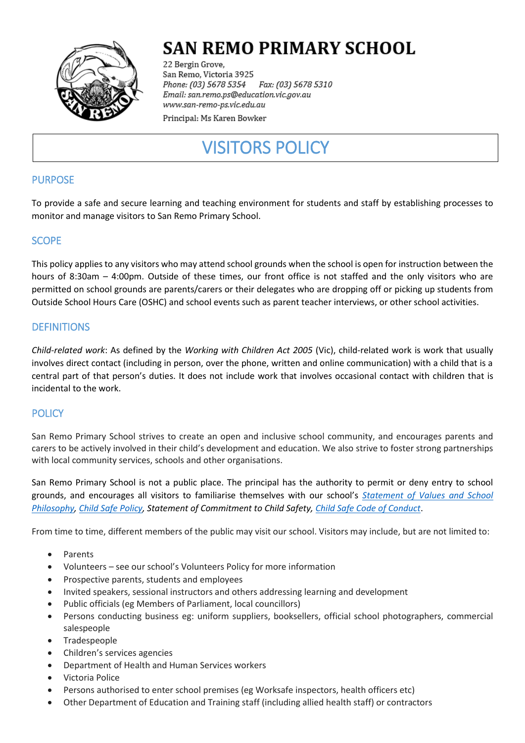# SAN REMO PRIMARY SCHOOL

22 Bergin Grove,
San Remo, Victoria 3925
*Phone: (03) 5678 5354    Fax: (03) 5678 5310*
*Email: san.remo.ps@education.vic.gov.au*
*www.san-remo-ps.vic.edu.au*
Principal: Ms Karen Bowker

# VISITORS POLICY

## PURPOSE

To provide a safe and secure learning and teaching environment for students and staff by establishing processes to monitor and manage visitors to San Remo Primary School.

## SCOPE

This policy applies to any visitors who may attend school grounds when the school is open for instruction between the hours of 8:30am – 4:00pm. Outside of these times, our front office is not staffed and the only visitors who are permitted on school grounds are parents/carers or their delegates who are dropping off or picking up students from Outside School Hours Care (OSHC) and school events such as parent teacher interviews, or other school activities.

## DEFINITIONS

*Child-related work*: As defined by the *Working with Children Act 2005* (Vic), child-related work is work that usually involves direct contact (including in person, over the phone, written and online communication) with a child that is a central part of that person's duties. It does not include work that involves occasional contact with children that is incidental to the work.

## POLICY

San Remo Primary School strives to create an open and inclusive school community, and encourages parents and carers to be actively involved in their child's development and education. We also strive to foster strong partnerships with local community services, schools and other organisations.

San Remo Primary School is not a public place. The principal has the authority to permit or deny entry to school grounds, and encourages all visitors to familiarise themselves with our school's *Statement of Values and School Philosophy*, *Child Safe Policy*, *Statement of Commitment to Child Safety*, *Child Safe Code of Conduct*.

From time to time, different members of the public may visit our school. Visitors may include, but are not limited to:

- Parents
- Volunteers – see our school's Volunteers Policy for more information
- Prospective parents, students and employees
- Invited speakers, sessional instructors and others addressing learning and development
- Public officials (eg Members of Parliament, local councillors)
- Persons conducting business eg: uniform suppliers, booksellers, official school photographers, commercial salespeople
- Tradespeople
- Children's services agencies
- Department of Health and Human Services workers
- Victoria Police
- Persons authorised to enter school premises (eg Worksafe inspectors, health officers etc)
- Other Department of Education and Training staff (including allied health staff) or contractors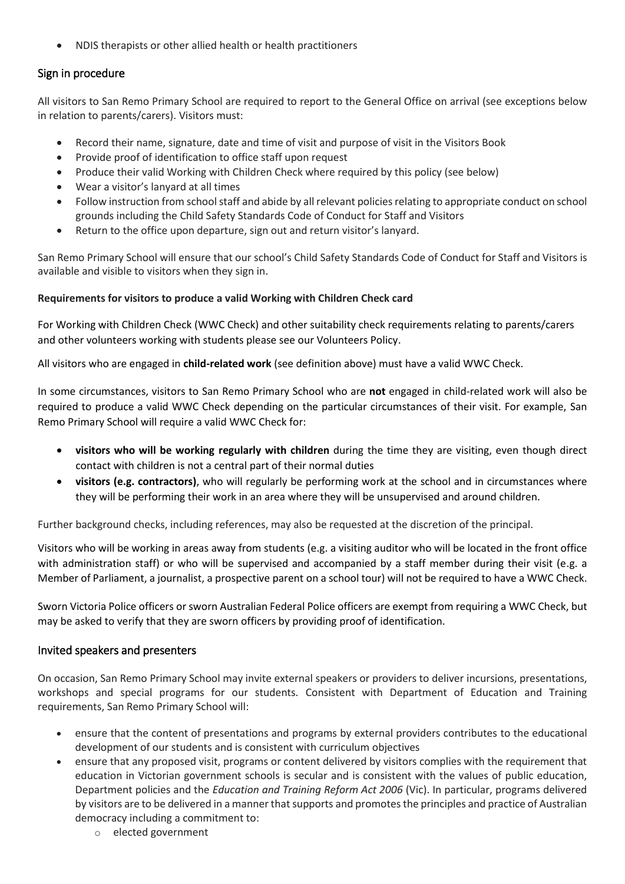- NDIS therapists or other allied health or health practitioners

## Sign in procedure

All visitors to San Remo Primary School are required to report to the General Office on arrival (see exceptions below in relation to parents/carers). Visitors must:

- Record their name, signature, date and time of visit and purpose of visit in the Visitors Book
- Provide proof of identification to office staff upon request
- Produce their valid Working with Children Check where required by this policy (see below)
- Wear a visitor's lanyard at all times
- Follow instruction from school staff and abide by all relevant policies relating to appropriate conduct on school grounds including the Child Safety Standards Code of Conduct for Staff and Visitors
- Return to the office upon departure, sign out and return visitor's lanyard.

San Remo Primary School will ensure that our school's Child Safety Standards Code of Conduct for Staff and Visitors is available and visible to visitors when they sign in.

**Requirements for visitors to produce a valid Working with Children Check card**

For Working with Children Check (WWC Check) and other suitability check requirements relating to parents/carers and other volunteers working with students please see our Volunteers Policy.

All visitors who are engaged in **child-related work** (see definition above) must have a valid WWC Check.

In some circumstances, visitors to San Remo Primary School who are **not** engaged in child-related work will also be required to produce a valid WWC Check depending on the particular circumstances of their visit. For example, San Remo Primary School will require a valid WWC Check for:

- **visitors who will be working regularly with children** during the time they are visiting, even though direct contact with children is not a central part of their normal duties
- **visitors (e.g. contractors)**, who will regularly be performing work at the school and in circumstances where they will be performing their work in an area where they will be unsupervised and around children.

Further background checks, including references, may also be requested at the discretion of the principal.

Visitors who will be working in areas away from students (e.g. a visiting auditor who will be located in the front office with administration staff) or who will be supervised and accompanied by a staff member during their visit (e.g. a Member of Parliament, a journalist, a prospective parent on a school tour) will not be required to have a WWC Check.

Sworn Victoria Police officers or sworn Australian Federal Police officers are exempt from requiring a WWC Check, but may be asked to verify that they are sworn officers by providing proof of identification.

## Invited speakers and presenters

On occasion, San Remo Primary School may invite external speakers or providers to deliver incursions, presentations, workshops and special programs for our students. Consistent with Department of Education and Training requirements, San Remo Primary School will:

- ensure that the content of presentations and programs by external providers contributes to the educational development of our students and is consistent with curriculum objectives
- ensure that any proposed visit, programs or content delivered by visitors complies with the requirement that education in Victorian government schools is secular and is consistent with the values of public education, Department policies and the *Education and Training Reform Act 2006* (Vic). In particular, programs delivered by visitors are to be delivered in a manner that supports and promotes the principles and practice of Australian democracy including a commitment to:
    - elected government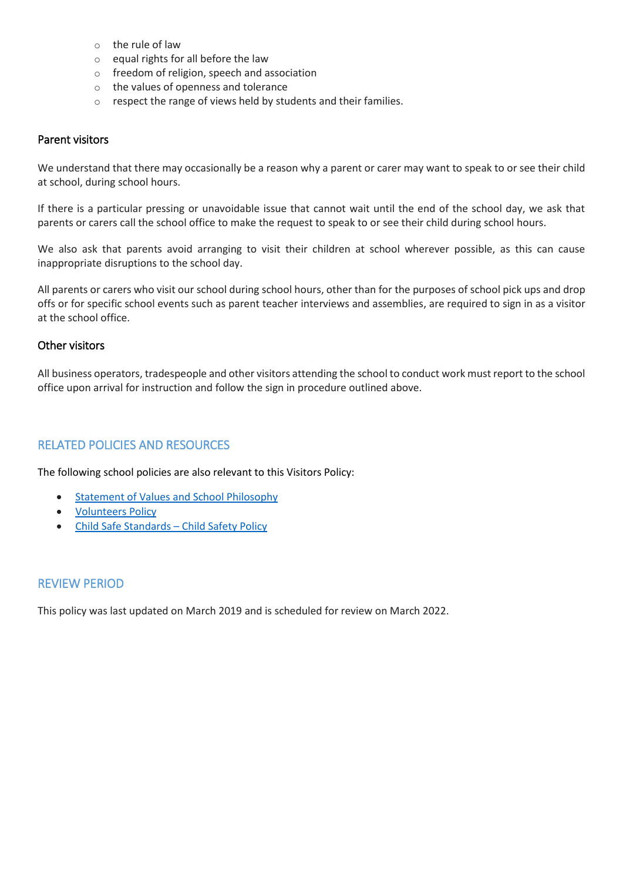- the rule of law
- equal rights for all before the law
- freedom of religion, speech and association
- the values of openness and tolerance
- respect the range of views held by students and their families.

### Parent visitors

We understand that there may occasionally be a reason why a parent or carer may want to speak to or see their child at school, during school hours.

If there is a particular pressing or unavoidable issue that cannot wait until the end of the school day, we ask that parents or carers call the school office to make the request to speak to or see their child during school hours.

We also ask that parents avoid arranging to visit their children at school wherever possible, as this can cause inappropriate disruptions to the school day.

All parents or carers who visit our school during school hours, other than for the purposes of school pick ups and drop offs or for specific school events such as parent teacher interviews and assemblies, are required to sign in as a visitor at the school office.

### Other visitors

All business operators, tradespeople and other visitors attending the school to conduct work must report to the school office upon arrival for instruction and follow the sign in procedure outlined above.

## RELATED POLICIES AND RESOURCES

The following school policies are also relevant to this Visitors Policy:

- Statement of Values and School Philosophy
- Volunteers Policy
- Child Safe Standards – Child Safety Policy

## REVIEW PERIOD

This policy was last updated on March 2019 and is scheduled for review on March 2022.